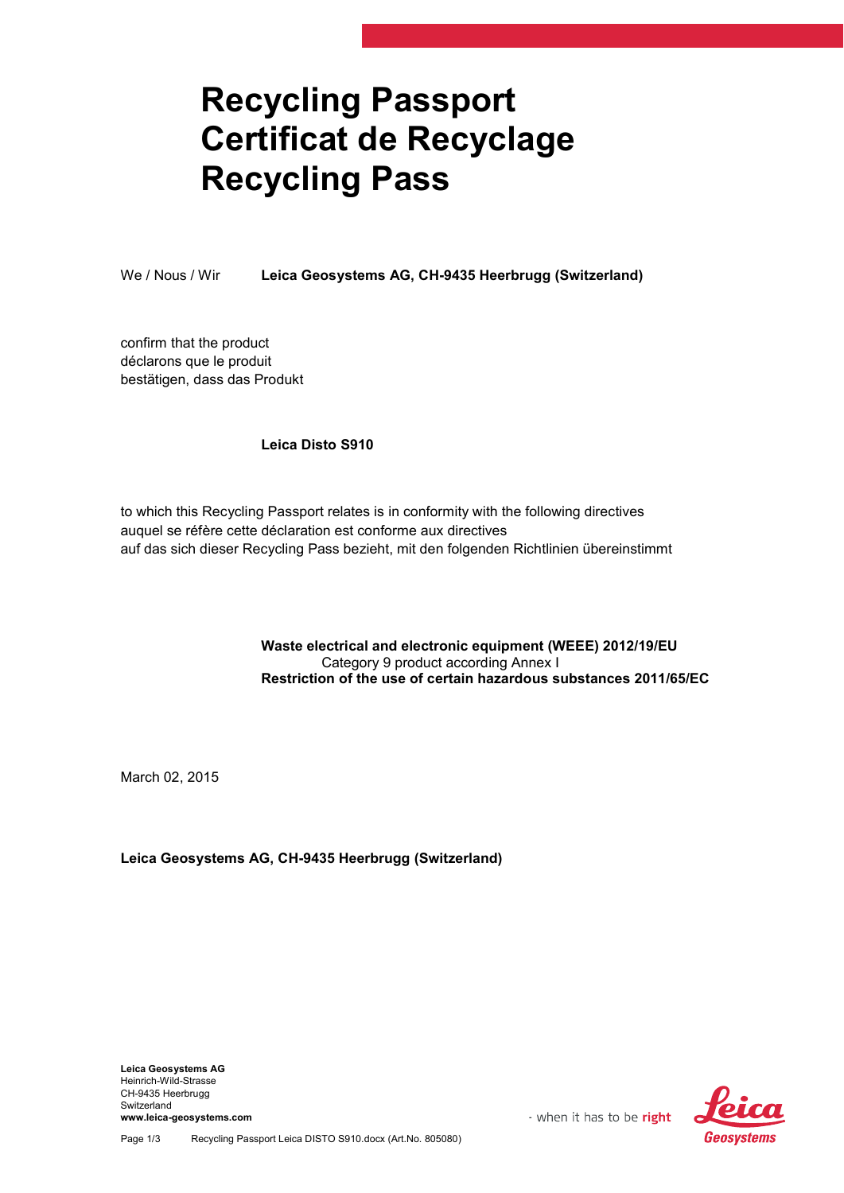# Recycling Passport
# Certificat de Recyclage
# Recycling Pass

We / Nous / Wir **Leica Geosystems AG, CH-9435 Heerbrugg (Switzerland)**

confirm that the product
déclarons que le produit
bestätigen, dass das Produkt

**Leica Disto S910**

to which this Recycling Passport relates is in conformity with the following directives
auquel se réfère cette déclaration est conforme aux directives
auf das sich dieser Recycling Pass bezieht, mit den folgenden Richtlinien übereinstimmt

**Waste electrical and electronic equipment (WEEE) 2012/19/EU**
Category 9 product according Annex I
**Restriction of the use of certain hazardous substances 2011/65/EC**

March 02, 2015

**Leica Geosystems AG, CH-9435 Heerbrugg (Switzerland)**

**Leica Geosystems AG**
Heinrich-Wild-Strasse
CH-9435 Heerbrugg
Switzerland
**www.leica-geosystems.com**

- when it has to be **right**

Recycling Passport Leica DISTO S910.docx (Art.No. 805080)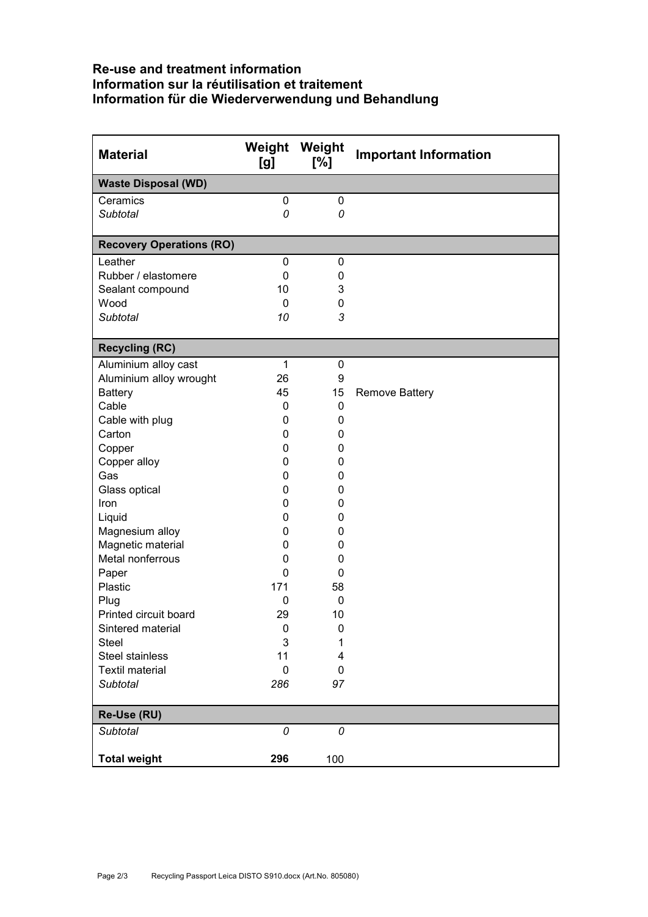**Re-use and treatment information**
**Information sur la réutilisation et traitement**
**Information für die Wiederverwendung und Behandlung**

| Material | Weight [g] | Weight [%] | Important Information |
|---|---|---|---|
| **Waste Disposal (WD)** | | | |
| Ceramics | 0 | 0 | |
| *Subtotal* | *0* | *0* | |
| **Recovery Operations (RO)** | | | |
| Leather | 0 | 0 | |
| Rubber / elastomere | 0 | 0 | |
| Sealant compound | 10 | 3 | |
| Wood | 0 | 0 | |
| *Subtotal* | *10* | *3* | |
| **Recycling (RC)** | | | |
| Aluminium alloy cast | 1 | 0 | |
| Aluminium alloy wrought | 26 | 9 | |
| Battery | 45 | 15 | Remove Battery |
| Cable | 0 | 0 | |
| Cable with plug | 0 | 0 | |
| Carton | 0 | 0 | |
| Copper | 0 | 0 | |
| Copper alloy | 0 | 0 | |
| Gas | 0 | 0 | |
| Glass optical | 0 | 0 | |
| Iron | 0 | 0 | |
| Liquid | 0 | 0 | |
| Magnesium alloy | 0 | 0 | |
| Magnetic material | 0 | 0 | |
| Metal nonferrous | 0 | 0 | |
| Paper | 0 | 0 | |
| Plastic | 171 | 58 | |
| Plug | 0 | 0 | |
| Printed circuit board | 29 | 10 | |
| Sintered material | 0 | 0 | |
| Steel | 3 | 1 | |
| Steel stainless | 11 | 4 | |
| Textil material | 0 | 0 | |
| *Subtotal* | *286* | *97* | |
| **Re-Use (RU)** | | | |
| *Subtotal* | *0* | *0* | |
| **Total weight** | **296** | 100 | |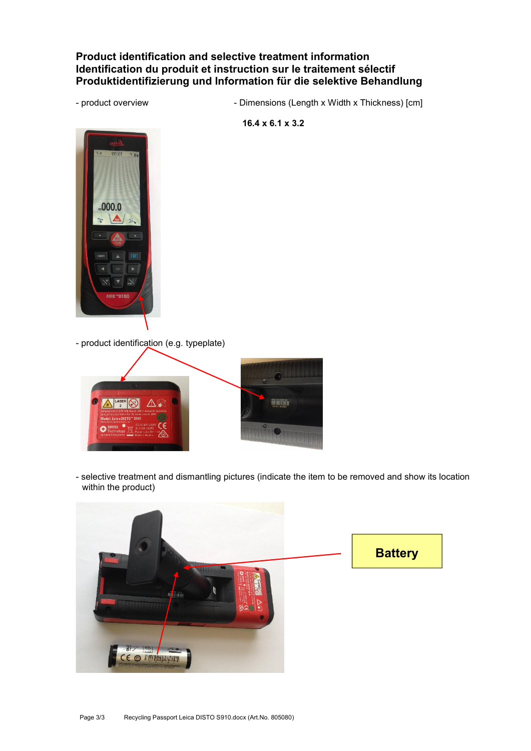**Product identification and selective treatment information**
**Identification du produit et instruction sur le traitement sélectif**
**Produktidentifizierung und Information für die selektive Behandlung**

- product overview

- Dimensions (Length x Width x Thickness) [cm]

**16.4 x 6.1 x 3.2**

- product identification (e.g. typeplate)

- selective treatment and dismantling pictures (indicate the item to be removed and show its location within the product)

**Battery**